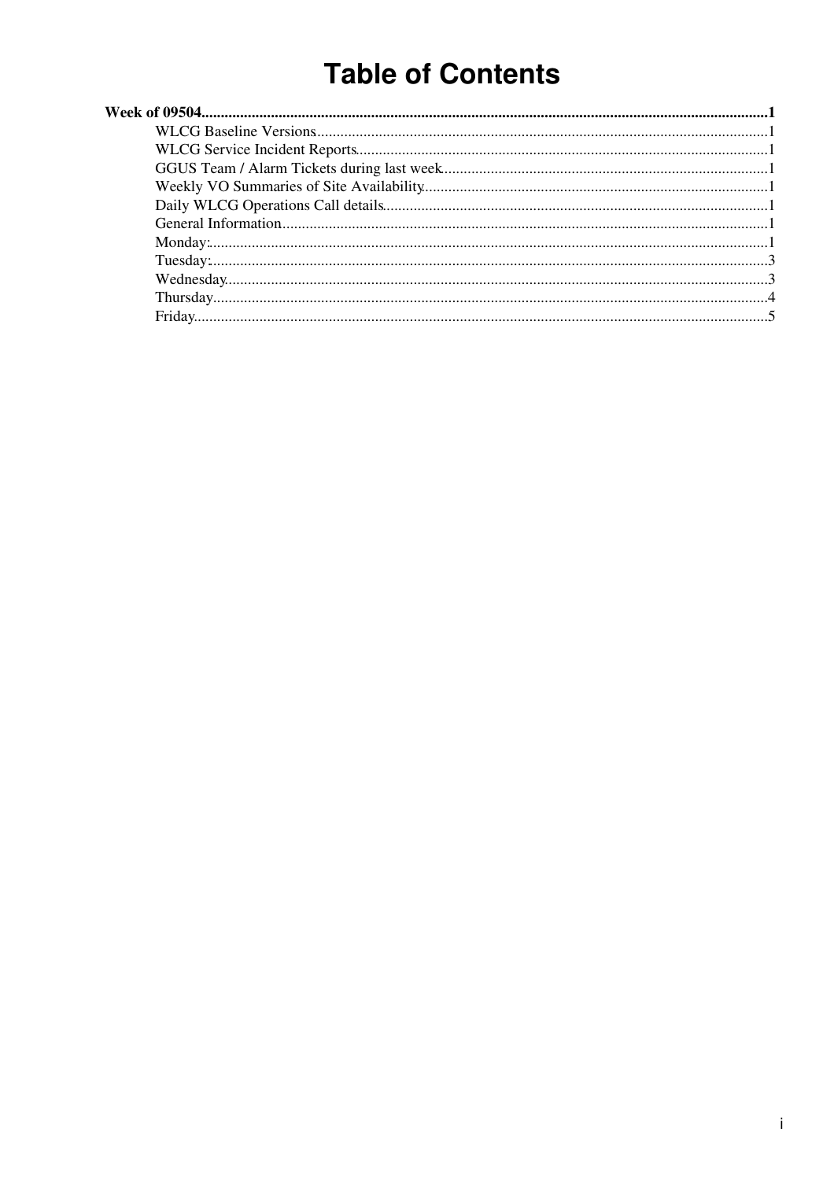# Table of Contents

**Week of 09504**......................................................................1

- WLCG Baseline Versions......................................................................1
- WLCG Service Incident Reports......................................................................1
- GGUS Team / Alarm Tickets during last week......................................................................1
- Weekly VO Summaries of Site Availability......................................................................1
- Daily WLCG Operations Call details......................................................................1
- General Information......................................................................1
- Monday:......................................................................1
- Tuesday:......................................................................3
- Wednesday......................................................................3
- Thursday......................................................................4
- Friday......................................................................5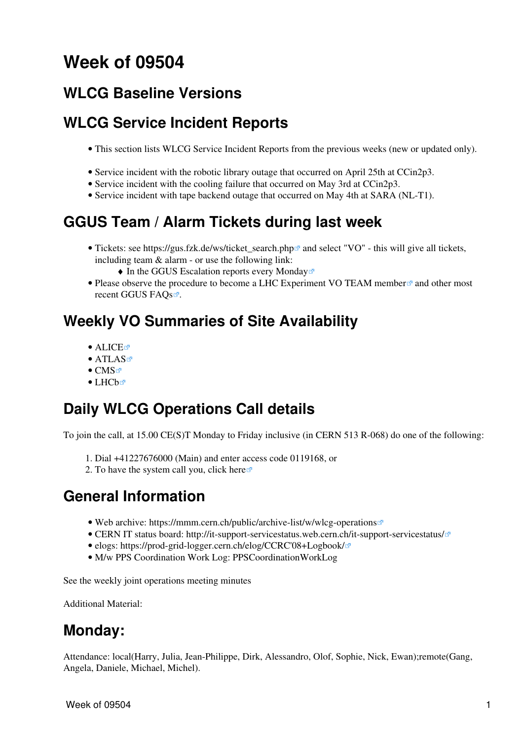# Week of 09504

## WLCG Baseline Versions

## WLCG Service Incident Reports

- This section lists WLCG Service Incident Reports from the previous weeks (new or updated only).

- Service incident with the robotic library outage that occurred on April 25th at CCin2p3.
- Service incident with the cooling failure that occurred on May 3rd at CCin2p3.
- Service incident with tape backend outage that occurred on May 4th at SARA (NL-T1).

## GGUS Team / Alarm Tickets during last week

- Tickets: see https://gus.fzk.de/ws/ticket_search.php and select "VO" - this will give all tickets, including team & alarm - or use the following link:
    - In the GGUS Escalation reports every Monday
- Please observe the procedure to become a LHC Experiment VO TEAM member and other most recent GGUS FAQs.

## Weekly VO Summaries of Site Availability

- ALICE
- ATLAS
- CMS
- LHCb

## Daily WLCG Operations Call details

To join the call, at 15.00 CE(S)T Monday to Friday inclusive (in CERN 513 R-068) do one of the following:

1. Dial +41227676000 (Main) and enter access code 0119168, or
2. To have the system call you, click here

## General Information

- Web archive: https://mmm.cern.ch/public/archive-list/w/wlcg-operations
- CERN IT status board: http://it-support-servicestatus.web.cern.ch/it-support-servicestatus/
- elogs: https://prod-grid-logger.cern.ch/elog/CCRC'08+Logbook/
- M/w PPS Coordination Work Log: PPSCoordinationWorkLog

See the weekly joint operations meeting minutes

Additional Material:

## Monday:

Attendance: local(Harry, Julia, Jean-Philippe, Dirk, Alessandro, Olof, Sophie, Nick, Ewan);remote(Gang, Angela, Daniele, Michael, Michel).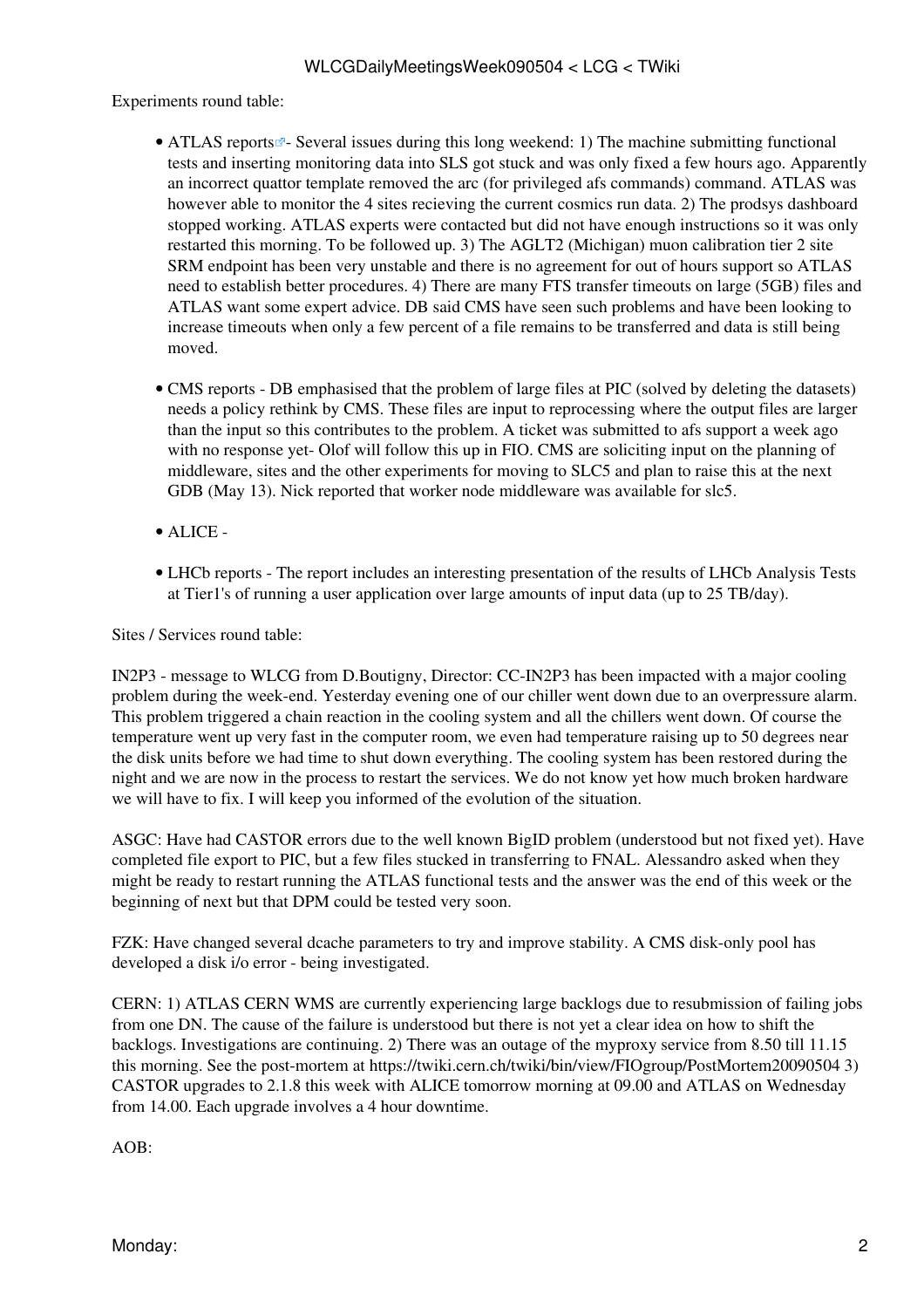Experiments round table:

- ATLAS reports- Several issues during this long weekend: 1) The machine submitting functional tests and inserting monitoring data into SLS got stuck and was only fixed a few hours ago. Apparently an incorrect quattor template removed the arc (for privileged afs commands) command. ATLAS was however able to monitor the 4 sites recieving the current cosmics run data. 2) The prodsys dashboard stopped working. ATLAS experts were contacted but did not have enough instructions so it was only restarted this morning. To be followed up. 3) The AGLT2 (Michigan) muon calibration tier 2 site SRM endpoint has been very unstable and there is no agreement for out of hours support so ATLAS need to establish better procedures. 4) There are many FTS transfer timeouts on large (5GB) files and ATLAS want some expert advice. DB said CMS have seen such problems and have been looking to increase timeouts when only a few percent of a file remains to be transferred and data is still being moved.

- CMS reports - DB emphasised that the problem of large files at PIC (solved by deleting the datasets) needs a policy rethink by CMS. These files are input to reprocessing where the output files are larger than the input so this contributes to the problem. A ticket was submitted to afs support a week ago with no response yet- Olof will follow this up in FIO. CMS are soliciting input on the planning of middleware, sites and the other experiments for moving to SLC5 and plan to raise this at the next GDB (May 13). Nick reported that worker node middleware was available for slc5.

- ALICE -

- LHCb reports - The report includes an interesting presentation of the results of LHCb Analysis Tests at Tier1's of running a user application over large amounts of input data (up to 25 TB/day).

Sites / Services round table:

IN2P3 - message to WLCG from D.Boutigny, Director: CC-IN2P3 has been impacted with a major cooling problem during the week-end. Yesterday evening one of our chiller went down due to an overpressure alarm. This problem triggered a chain reaction in the cooling system and all the chillers went down. Of course the temperature went up very fast in the computer room, we even had temperature raising up to 50 degrees near the disk units before we had time to shut down everything. The cooling system has been restored during the night and we are now in the process to restart the services. We do not know yet how much broken hardware we will have to fix. I will keep you informed of the evolution of the situation.

ASGC: Have had CASTOR errors due to the well known BigID problem (understood but not fixed yet). Have completed file export to PIC, but a few files stucked in transferring to FNAL. Alessandro asked when they might be ready to restart running the ATLAS functional tests and the answer was the end of this week or the beginning of next but that DPM could be tested very soon.

FZK: Have changed several dcache parameters to try and improve stability. A CMS disk-only pool has developed a disk i/o error - being investigated.

CERN: 1) ATLAS CERN WMS are currently experiencing large backlogs due to resubmission of failing jobs from one DN. The cause of the failure is understood but there is not yet a clear idea on how to shift the backlogs. Investigations are continuing. 2) There was an outage of the myproxy service from 8.50 till 11.15 this morning. See the post-mortem at https://twiki.cern.ch/twiki/bin/view/FIOgroup/PostMortem20090504 3) CASTOR upgrades to 2.1.8 this week with ALICE tomorrow morning at 09.00 and ATLAS on Wednesday from 14.00. Each upgrade involves a 4 hour downtime.

AOB: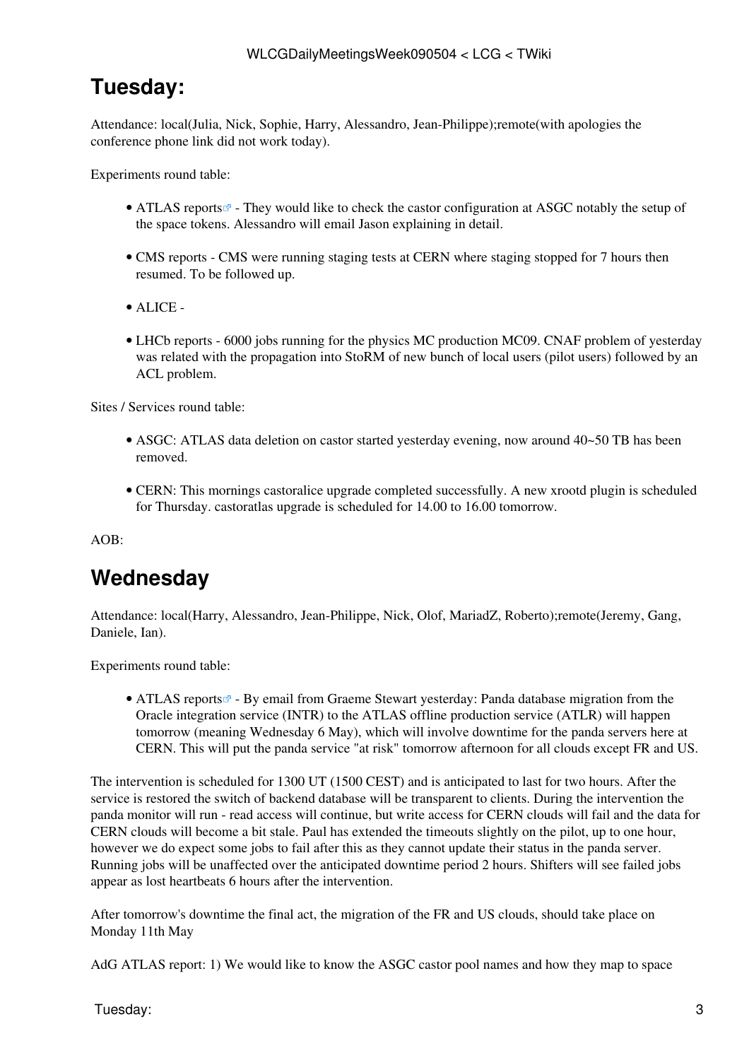## Tuesday:

Attendance: local(Julia, Nick, Sophie, Harry, Alessandro, Jean-Philippe);remote(with apologies the conference phone link did not work today).

Experiments round table:

- ATLAS reports - They would like to check the castor configuration at ASGC notably the setup of the space tokens. Alessandro will email Jason explaining in detail.
- CMS reports - CMS were running staging tests at CERN where staging stopped for 7 hours then resumed. To be followed up.
- ALICE -
- LHCb reports - 6000 jobs running for the physics MC production MC09. CNAF problem of yesterday was related with the propagation into StoRM of new bunch of local users (pilot users) followed by an ACL problem.

Sites / Services round table:

- ASGC: ATLAS data deletion on castor started yesterday evening, now around 40~50 TB has been removed.
- CERN: This mornings castoralice upgrade completed successfully. A new xrootd plugin is scheduled for Thursday. castoratlas upgrade is scheduled for 14.00 to 16.00 tomorrow.

AOB:

## Wednesday

Attendance: local(Harry, Alessandro, Jean-Philippe, Nick, Olof, MariadZ, Roberto);remote(Jeremy, Gang, Daniele, Ian).

Experiments round table:

- ATLAS reports - By email from Graeme Stewart yesterday: Panda database migration from the Oracle integration service (INTR) to the ATLAS offline production service (ATLR) will happen tomorrow (meaning Wednesday 6 May), which will involve downtime for the panda servers here at CERN. This will put the panda service "at risk" tomorrow afternoon for all clouds except FR and US.

The intervention is scheduled for 1300 UT (1500 CEST) and is anticipated to last for two hours. After the service is restored the switch of backend database will be transparent to clients. During the intervention the panda monitor will run - read access will continue, but write access for CERN clouds will fail and the data for CERN clouds will become a bit stale. Paul has extended the timeouts slightly on the pilot, up to one hour, however we do expect some jobs to fail after this as they cannot update their status in the panda server. Running jobs will be unaffected over the anticipated downtime period 2 hours. Shifters will see failed jobs appear as lost heartbeats 6 hours after the intervention.

After tomorrow's downtime the final act, the migration of the FR and US clouds, should take place on Monday 11th May

AdG ATLAS report: 1) We would like to know the ASGC castor pool names and how they map to space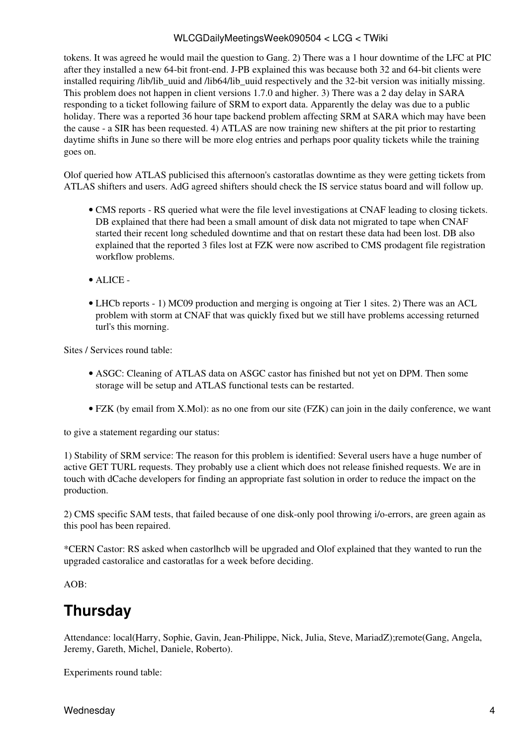tokens. It was agreed he would mail the question to Gang. 2) There was a 1 hour downtime of the LFC at PIC after they installed a new 64-bit front-end. J-PB explained this was because both 32 and 64-bit clients were installed requiring /lib/lib_uuid and /lib64/lib_uuid respectively and the 32-bit version was initially missing. This problem does not happen in client versions 1.7.0 and higher. 3) There was a 2 day delay in SARA responding to a ticket following failure of SRM to export data. Apparently the delay was due to a public holiday. There was a reported 36 hour tape backend problem affecting SRM at SARA which may have been the cause - a SIR has been requested. 4) ATLAS are now training new shifters at the pit prior to restarting daytime shifts in June so there will be more elog entries and perhaps poor quality tickets while the training goes on.

Olof queried how ATLAS publicised this afternoon's castoratlas downtime as they were getting tickets from ATLAS shifters and users. AdG agreed shifters should check the IS service status board and will follow up.

- CMS reports - RS queried what were the file level investigations at CNAF leading to closing tickets. DB explained that there had been a small amount of disk data not migrated to tape when CNAF started their recent long scheduled downtime and that on restart these data had been lost. DB also explained that the reported 3 files lost at FZK were now ascribed to CMS prodagent file registration workflow problems.

- ALICE -

- LHCb reports - 1) MC09 production and merging is ongoing at Tier 1 sites. 2) There was an ACL problem with storm at CNAF that was quickly fixed but we still have problems accessing returned turl's this morning.

Sites / Services round table:

- ASGC: Cleaning of ATLAS data on ASGC castor has finished but not yet on DPM. Then some storage will be setup and ATLAS functional tests can be restarted.

- FZK (by email from X.Mol): as no one from our site (FZK) can join in the daily conference, we want

to give a statement regarding our status:

1) Stability of SRM service: The reason for this problem is identified: Several users have a huge number of active GET TURL requests. They probably use a client which does not release finished requests. We are in touch with dCache developers for finding an appropriate fast solution in order to reduce the impact on the production.

2) CMS specific SAM tests, that failed because of one disk-only pool throwing i/o-errors, are green again as this pool has been repaired.

*CERN Castor: RS asked when castorlhcb will be upgraded and Olof explained that they wanted to run the upgraded castoralice and castoratlas for a week before deciding.

AOB:

## Thursday

Attendance: local(Harry, Sophie, Gavin, Jean-Philippe, Nick, Julia, Steve, MariadZ);remote(Gang, Angela, Jeremy, Gareth, Michel, Daniele, Roberto).

Experiments round table: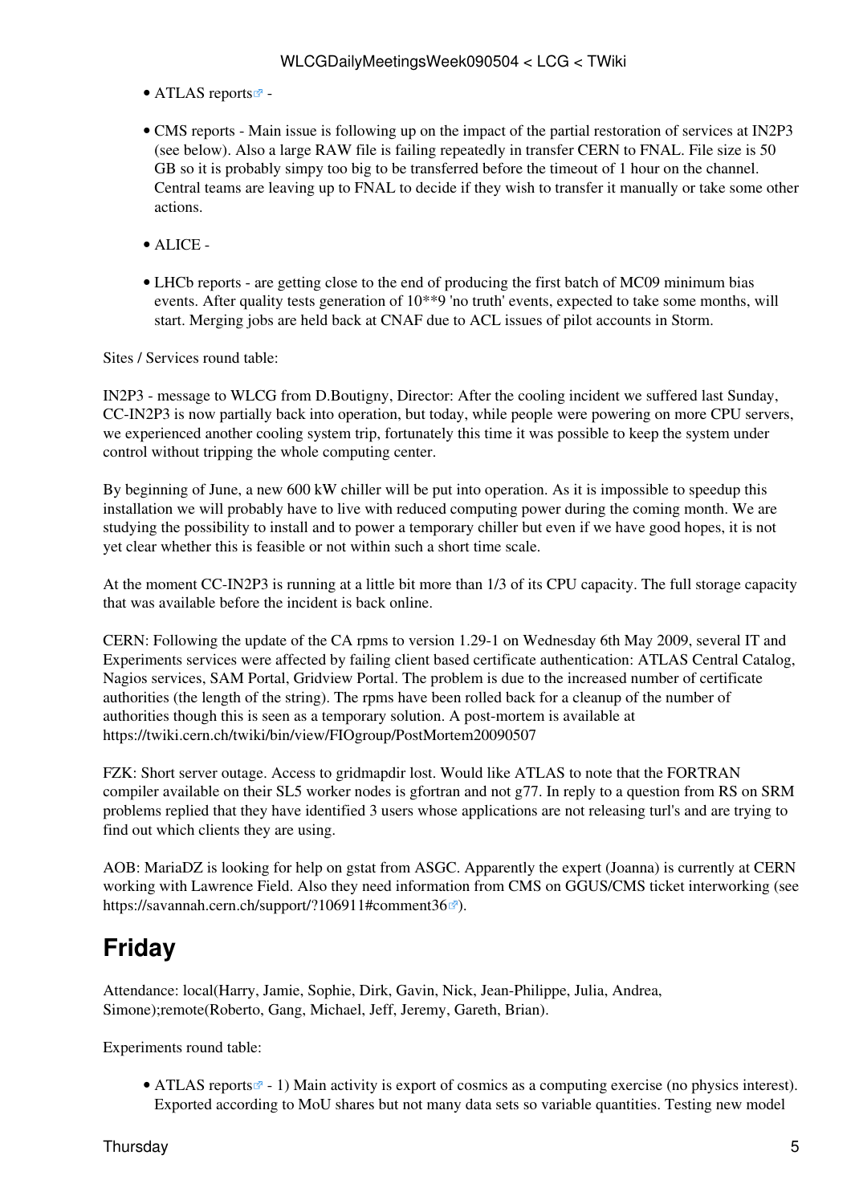- ATLAS reports -

- CMS reports - Main issue is following up on the impact of the partial restoration of services at IN2P3 (see below). Also a large RAW file is failing repeatedly in transfer CERN to FNAL. File size is 50 GB so it is probably simpy too big to be transferred before the timeout of 1 hour on the channel. Central teams are leaving up to FNAL to decide if they wish to transfer it manually or take some other actions.

- ALICE -

- LHCb reports - are getting close to the end of producing the first batch of MC09 minimum bias events. After quality tests generation of 10**9 'no truth' events, expected to take some months, will start. Merging jobs are held back at CNAF due to ACL issues of pilot accounts in Storm.

Sites / Services round table:

IN2P3 - message to WLCG from D.Boutigny, Director: After the cooling incident we suffered last Sunday, CC-IN2P3 is now partially back into operation, but today, while people were powering on more CPU servers, we experienced another cooling system trip, fortunately this time it was possible to keep the system under control without tripping the whole computing center.

By beginning of June, a new 600 kW chiller will be put into operation. As it is impossible to speedup this installation we will probably have to live with reduced computing power during the coming month. We are studying the possibility to install and to power a temporary chiller but even if we have good hopes, it is not yet clear whether this is feasible or not within such a short time scale.

At the moment CC-IN2P3 is running at a little bit more than 1/3 of its CPU capacity. The full storage capacity that was available before the incident is back online.

CERN: Following the update of the CA rpms to version 1.29-1 on Wednesday 6th May 2009, several IT and Experiments services were affected by failing client based certificate authentication: ATLAS Central Catalog, Nagios services, SAM Portal, Gridview Portal. The problem is due to the increased number of certificate authorities (the length of the string). The rpms have been rolled back for a cleanup of the number of authorities though this is seen as a temporary solution. A post-mortem is available at https://twiki.cern.ch/twiki/bin/view/FIOgroup/PostMortem20090507

FZK: Short server outage. Access to gridmapdir lost. Would like ATLAS to note that the FORTRAN compiler available on their SL5 worker nodes is gfortran and not g77. In reply to a question from RS on SRM problems replied that they have identified 3 users whose applications are not releasing turl's and are trying to find out which clients they are using.

AOB: MariaDZ is looking for help on gstat from ASGC. Apparently the expert (Joanna) is currently at CERN working with Lawrence Field. Also they need information from CMS on GGUS/CMS ticket interworking (see https://savannah.cern.ch/support/?106911#comment36).

## Friday

Attendance: local(Harry, Jamie, Sophie, Dirk, Gavin, Nick, Jean-Philippe, Julia, Andrea, Simone);remote(Roberto, Gang, Michael, Jeff, Jeremy, Gareth, Brian).

Experiments round table:

- ATLAS reports - 1) Main activity is export of cosmics as a computing exercise (no physics interest). Exported according to MoU shares but not many data sets so variable quantities. Testing new model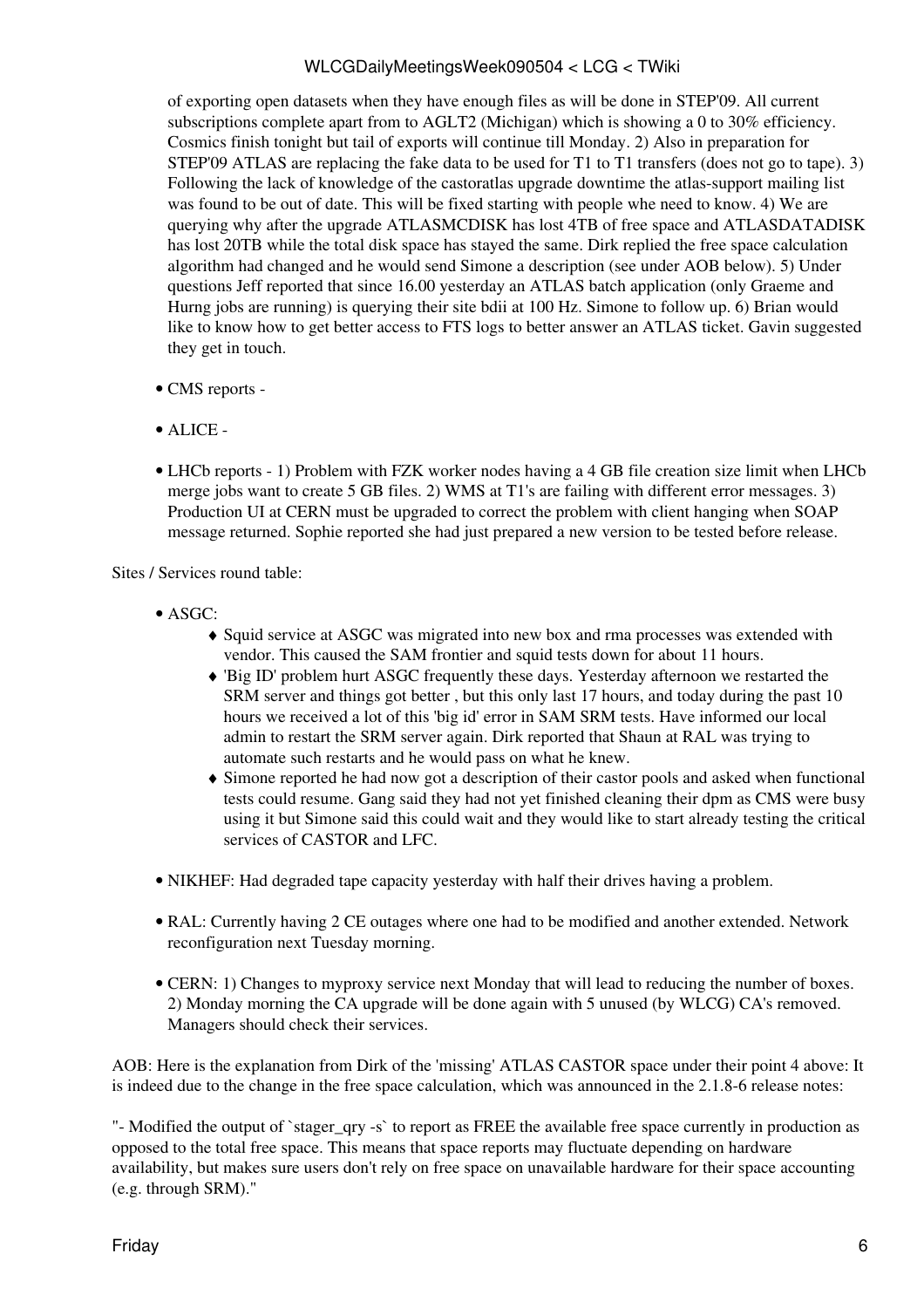of exporting open datasets when they have enough files as will be done in STEP'09. All current subscriptions complete apart from to AGLT2 (Michigan) which is showing a 0 to 30% efficiency. Cosmics finish tonight but tail of exports will continue till Monday. 2) Also in preparation for STEP'09 ATLAS are replacing the fake data to be used for T1 to T1 transfers (does not go to tape). 3) Following the lack of knowledge of the castoratlas upgrade downtime the atlas-support mailing list was found to be out of date. This will be fixed starting with people whe need to know. 4) We are querying why after the upgrade ATLASMCDISK has lost 4TB of free space and ATLASDATADISK has lost 20TB while the total disk space has stayed the same. Dirk replied the free space calculation algorithm had changed and he would send Simone a description (see under AOB below). 5) Under questions Jeff reported that since 16.00 yesterday an ATLAS batch application (only Graeme and Hurng jobs are running) is querying their site bdii at 100 Hz. Simone to follow up. 6) Brian would like to know how to get better access to FTS logs to better answer an ATLAS ticket. Gavin suggested they get in touch.

- CMS reports -
- ALICE -
- LHCb reports - 1) Problem with FZK worker nodes having a 4 GB file creation size limit when LHCb merge jobs want to create 5 GB files. 2) WMS at T1's are failing with different error messages. 3) Production UI at CERN must be upgraded to correct the problem with client hanging when SOAP message returned. Sophie reported she had just prepared a new version to be tested before release.

Sites / Services round table:

- ASGC:
    - Squid service at ASGC was migrated into new box and rma processes was extended with vendor. This caused the SAM frontier and squid tests down for about 11 hours.
    - 'Big ID' problem hurt ASGC frequently these days. Yesterday afternoon we restarted the SRM server and things got better , but this only last 17 hours, and today during the past 10 hours we received a lot of this 'big id' error in SAM SRM tests. Have informed our local admin to restart the SRM server again. Dirk reported that Shaun at RAL was trying to automate such restarts and he would pass on what he knew.
    - Simone reported he had now got a description of their castor pools and asked when functional tests could resume. Gang said they had not yet finished cleaning their dpm as CMS were busy using it but Simone said this could wait and they would like to start already testing the critical services of CASTOR and LFC.
- NIKHEF: Had degraded tape capacity yesterday with half their drives having a problem.
- RAL: Currently having 2 CE outages where one had to be modified and another extended. Network reconfiguration next Tuesday morning.
- CERN: 1) Changes to myproxy service next Monday that will lead to reducing the number of boxes. 2) Monday morning the CA upgrade will be done again with 5 unused (by WLCG) CA's removed. Managers should check their services.

AOB: Here is the explanation from Dirk of the 'missing' ATLAS CASTOR space under their point 4 above: It is indeed due to the change in the free space calculation, which was announced in the 2.1.8-6 release notes:

"- Modified the output of `stager_qry -s` to report as FREE the available free space currently in production as opposed to the total free space. This means that space reports may fluctuate depending on hardware availability, but makes sure users don't rely on free space on unavailable hardware for their space accounting (e.g. through SRM)."

Friday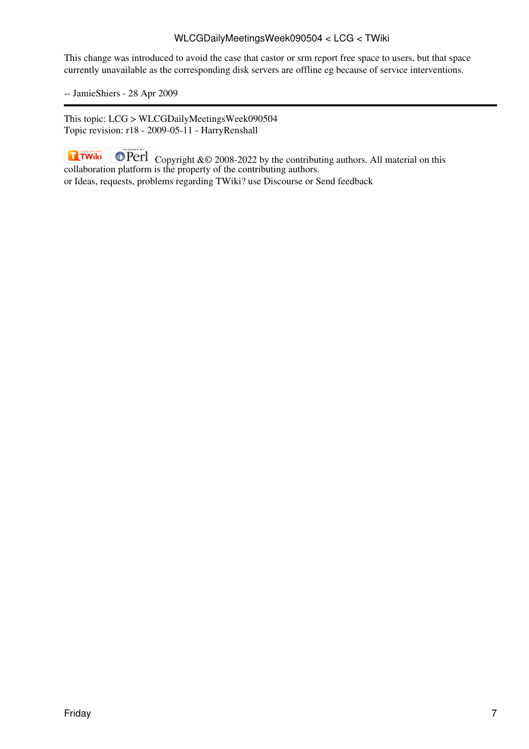This change was introduced to avoid the case that castor or srm report free space to users, but that space currently unavailable as the corresponding disk servers are offline eg because of service interventions.

-- JamieShiers - 28 Apr 2009

---

This topic: LCG > WLCGDailyMeetingsWeek090504
Topic revision: r18 - 2009-05-11 - HarryRenshall

Copyright &© 2008-2022 by the contributing authors. All material on this collaboration platform is the property of the contributing authors.
or Ideas, requests, problems regarding TWiki? use Discourse or Send feedback